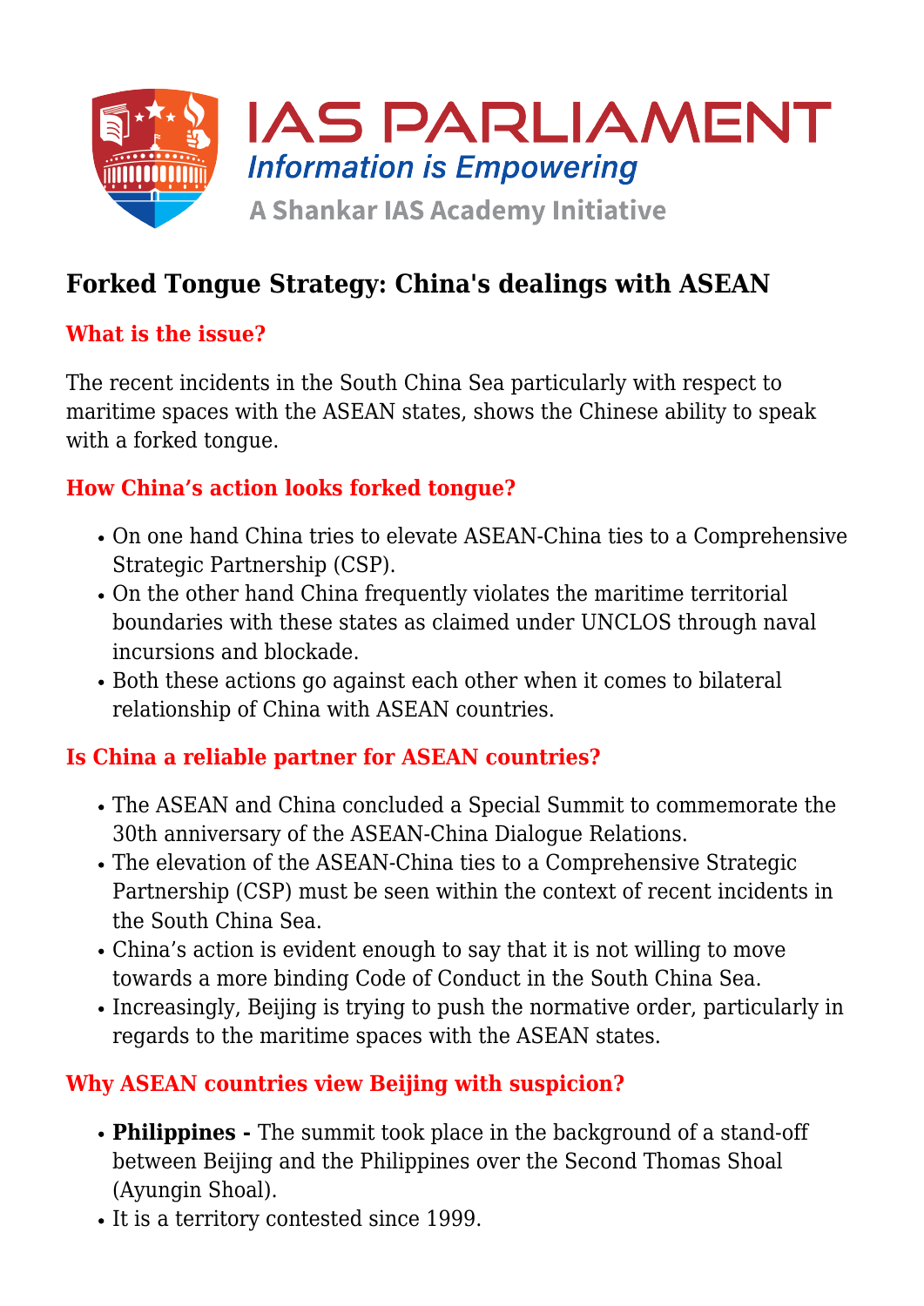# Forked Tongue Strategy: China's dealings with ASEAN

## What is the issue?

The recent incidents in the South China Sea particularly with respect to maritime spaces with the ASEAN states, shows the Chinese ability to speak with a forked tongue.

## How China's action looks forked tongue?

- On one hand China tries to elevate ASEAN-China ties to a Comprehensive Strategic Partnership (CSP).
- On the other hand China frequently violates the maritime territorial boundaries with these states as claimed under UNCLOS through naval incursions and blockade.
- Both these actions go against each other when it comes to bilateral relationship of China with ASEAN countries.

## Is China a reliable partner for ASEAN countries?

- The ASEAN and China concluded a Special Summit to commemorate the 30th anniversary of the ASEAN-China Dialogue Relations.
- The elevation of the ASEAN-China ties to a Comprehensive Strategic Partnership (CSP) must be seen within the context of recent incidents in the South China Sea.
- China's action is evident enough to say that it is not willing to move towards a more binding Code of Conduct in the South China Sea.
- Increasingly, Beijing is trying to push the normative order, particularly in regards to the maritime spaces with the ASEAN states.

## Why ASEAN countries view Beijing with suspicion?

- **Philippines -** The summit took place in the background of a stand-off between Beijing and the Philippines over the Second Thomas Shoal (Ayungin Shoal).
- It is a territory contested since 1999.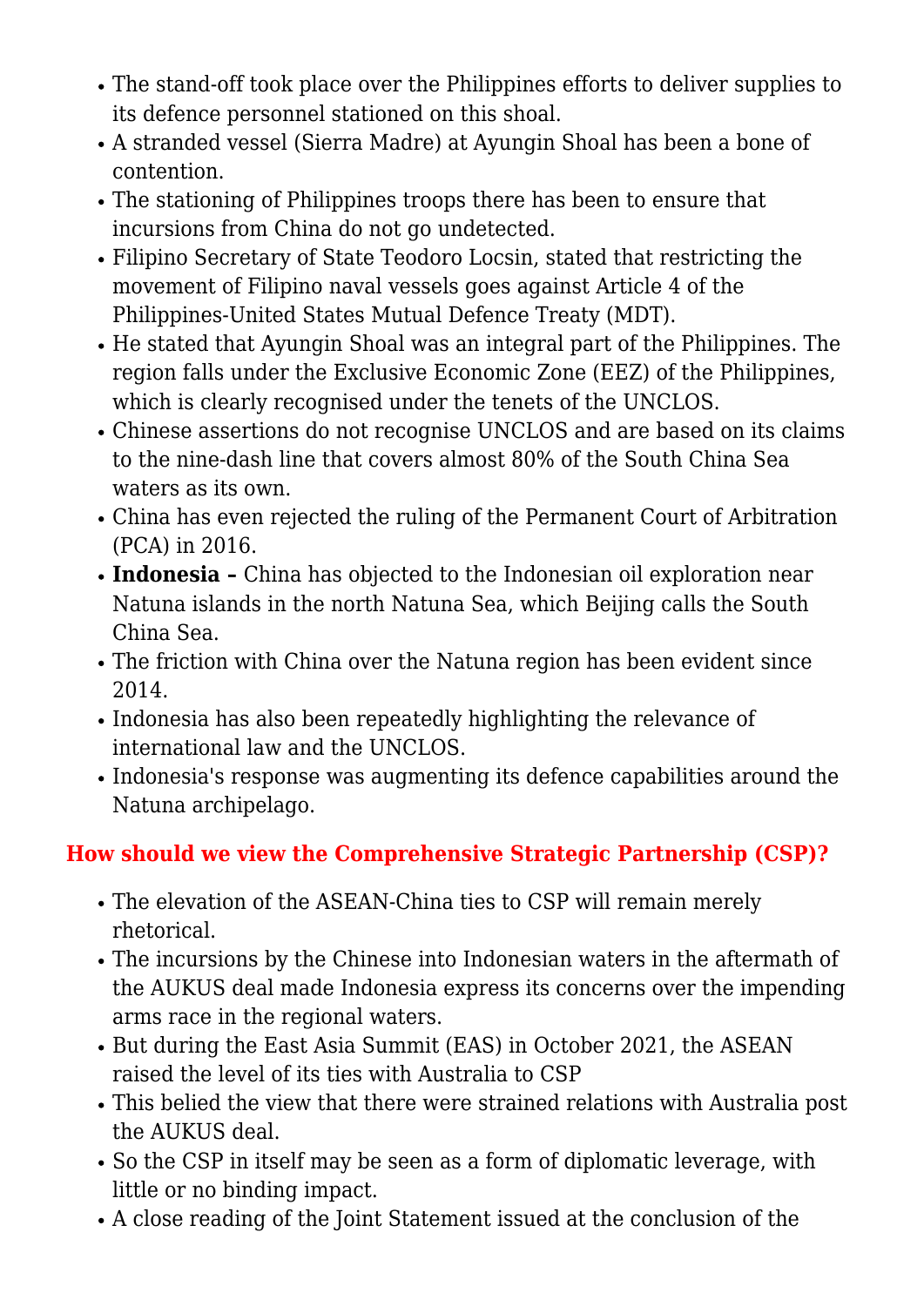- The stand-off took place over the Philippines efforts to deliver supplies to its defence personnel stationed on this shoal.
- A stranded vessel (Sierra Madre) at Ayungin Shoal has been a bone of contention.
- The stationing of Philippines troops there has been to ensure that incursions from China do not go undetected.
- Filipino Secretary of State Teodoro Locsin, stated that restricting the movement of Filipino naval vessels goes against Article 4 of the Philippines-United States Mutual Defence Treaty (MDT).
- He stated that Ayungin Shoal was an integral part of the Philippines. The region falls under the Exclusive Economic Zone (EEZ) of the Philippines, which is clearly recognised under the tenets of the UNCLOS.
- Chinese assertions do not recognise UNCLOS and are based on its claims to the nine-dash line that covers almost 80% of the South China Sea waters as its own.
- China has even rejected the ruling of the Permanent Court of Arbitration (PCA) in 2016.
- **Indonesia –** China has objected to the Indonesian oil exploration near Natuna islands in the north Natuna Sea, which Beijing calls the South China Sea.
- The friction with China over the Natuna region has been evident since 2014.
- Indonesia has also been repeatedly highlighting the relevance of international law and the UNCLOS.
- Indonesia's response was augmenting its defence capabilities around the Natuna archipelago.

## How should we view the Comprehensive Strategic Partnership (CSP)?

- The elevation of the ASEAN-China ties to CSP will remain merely rhetorical.
- The incursions by the Chinese into Indonesian waters in the aftermath of the AUKUS deal made Indonesia express its concerns over the impending arms race in the regional waters.
- But during the East Asia Summit (EAS) in October 2021, the ASEAN raised the level of its ties with Australia to CSP
- This belied the view that there were strained relations with Australia post the AUKUS deal.
- So the CSP in itself may be seen as a form of diplomatic leverage, with little or no binding impact.
- A close reading of the Joint Statement issued at the conclusion of the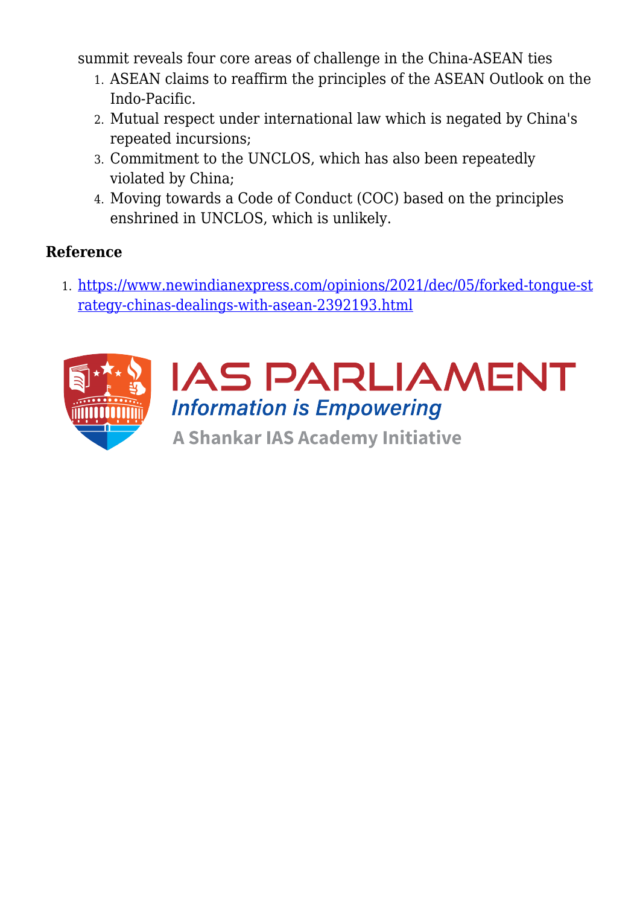summit reveals four core areas of challenge in the China-ASEAN ties

1. ASEAN claims to reaffirm the principles of the ASEAN Outlook on the Indo-Pacific.
2. Mutual respect under international law which is negated by China's repeated incursions;
3. Commitment to the UNCLOS, which has also been repeatedly violated by China;
4. Moving towards a Code of Conduct (COC) based on the principles enshrined in UNCLOS, which is unlikely.

**Reference**

1. [https://www.newindianexpress.com/opinions/2021/dec/05/forked-tongue-strategy-chinas-dealings-with-asean-2392193.html](https://www.newindianexpress.com/opinions/2021/dec/05/forked-tongue-strategy-chinas-dealings-with-asean-2392193.html)

IAS PARLIAMENT
*Information is Empowering*
A Shankar IAS Academy Initiative